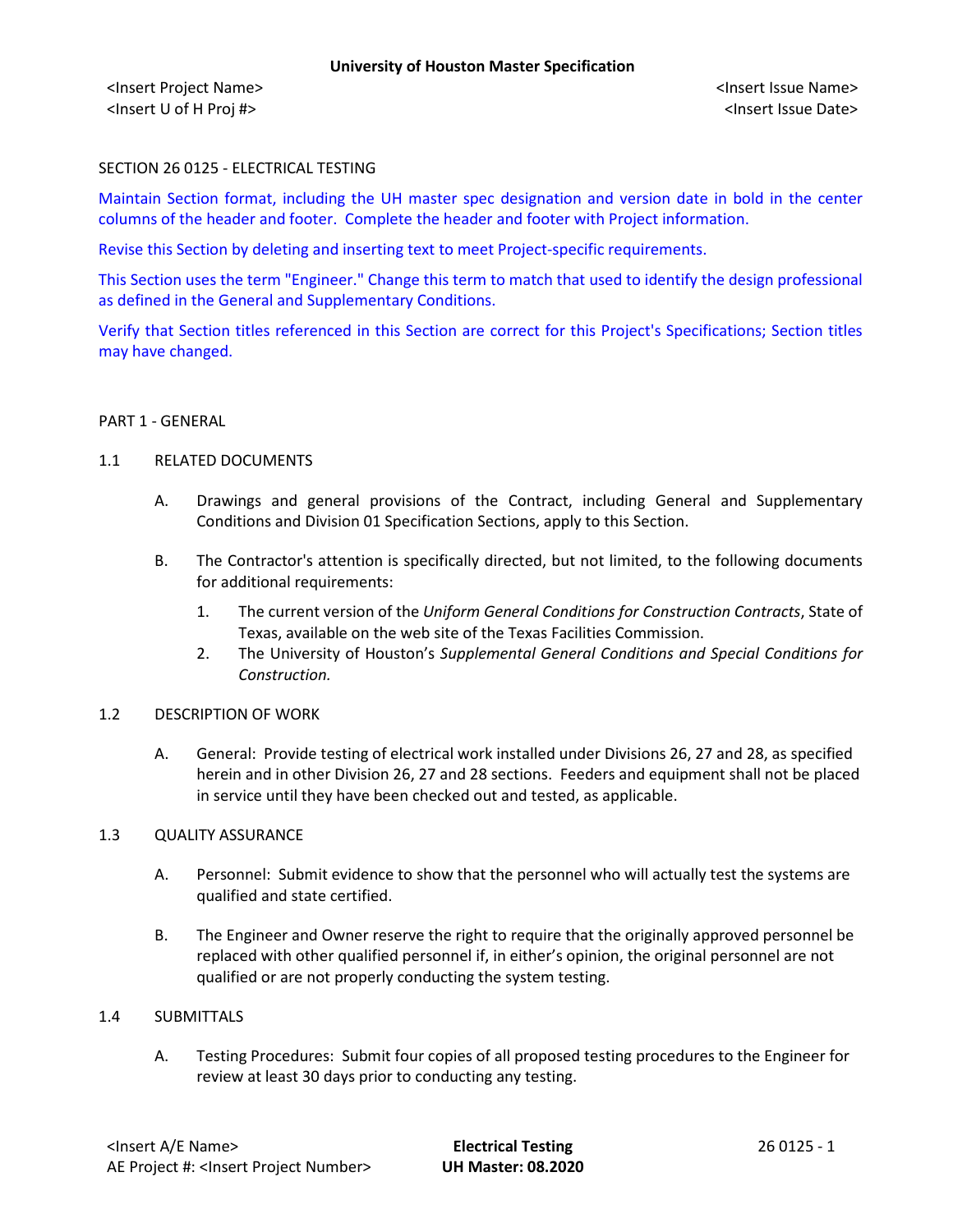SECTION 26 0125 - ELECTRICAL TESTING

Maintain Section format, including the UH master spec designation and version date in bold in the center columns of the header and footer. Complete the header and footer with Project information.

Revise this Section by deleting and inserting text to meet Project-specific requirements.

This Section uses the term "Engineer." Change this term to match that used to identify the design professional as defined in the General and Supplementary Conditions.

Verify that Section titles referenced in this Section are correct for this Project's Specifications; Section titles may have changed.

PART 1 - GENERAL

1.1 RELATED DOCUMENTS

A. Drawings and general provisions of the Contract, including General and Supplementary Conditions and Division 01 Specification Sections, apply to this Section.

B. The Contractor's attention is specifically directed, but not limited, to the following documents for additional requirements:

1. The current version of the *Uniform General Conditions for Construction Contracts*, State of Texas, available on the web site of the Texas Facilities Commission.
2. The University of Houston's *Supplemental General Conditions and Special Conditions for Construction.*

1.2 DESCRIPTION OF WORK

A. General: Provide testing of electrical work installed under Divisions 26, 27 and 28, as specified herein and in other Division 26, 27 and 28 sections. Feeders and equipment shall not be placed in service until they have been checked out and tested, as applicable.

1.3 QUALITY ASSURANCE

A. Personnel: Submit evidence to show that the personnel who will actually test the systems are qualified and state certified.

B. The Engineer and Owner reserve the right to require that the originally approved personnel be replaced with other qualified personnel if, in either's opinion, the original personnel are not qualified or are not properly conducting the system testing.

1.4 SUBMITTALS

A. Testing Procedures: Submit four copies of all proposed testing procedures to the Engineer for review at least 30 days prior to conducting any testing.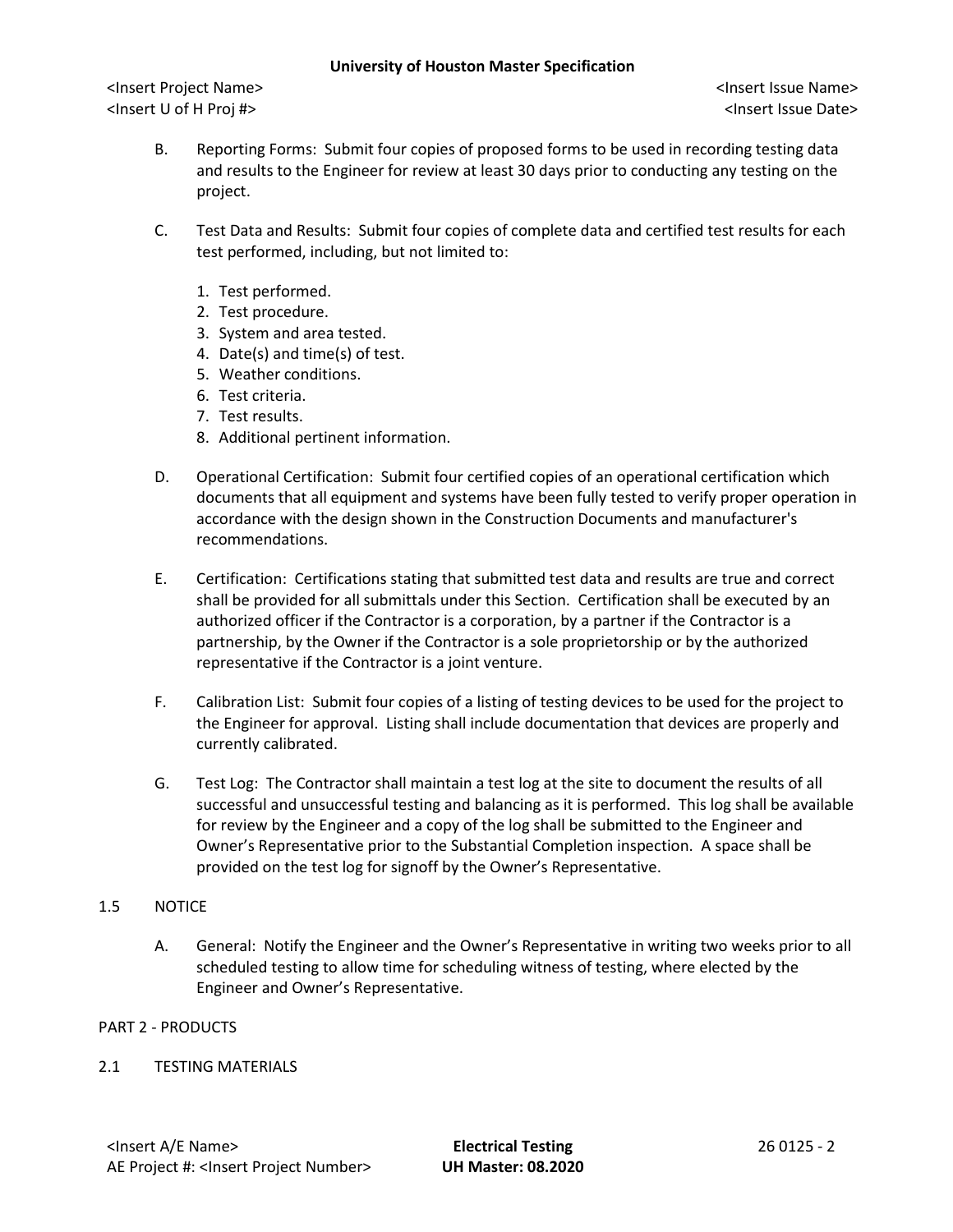B. Reporting Forms: Submit four copies of proposed forms to be used in recording testing data and results to the Engineer for review at least 30 days prior to conducting any testing on the project.

C. Test Data and Results: Submit four copies of complete data and certified test results for each test performed, including, but not limited to:

1. Test performed.
2. Test procedure.
3. System and area tested.
4. Date(s) and time(s) of test.
5. Weather conditions.
6. Test criteria.
7. Test results.
8. Additional pertinent information.

D. Operational Certification: Submit four certified copies of an operational certification which documents that all equipment and systems have been fully tested to verify proper operation in accordance with the design shown in the Construction Documents and manufacturer's recommendations.

E. Certification: Certifications stating that submitted test data and results are true and correct shall be provided for all submittals under this Section. Certification shall be executed by an authorized officer if the Contractor is a corporation, by a partner if the Contractor is a partnership, by the Owner if the Contractor is a sole proprietorship or by the authorized representative if the Contractor is a joint venture.

F. Calibration List: Submit four copies of a listing of testing devices to be used for the project to the Engineer for approval. Listing shall include documentation that devices are properly and currently calibrated.

G. Test Log: The Contractor shall maintain a test log at the site to document the results of all successful and unsuccessful testing and balancing as it is performed. This log shall be available for review by the Engineer and a copy of the log shall be submitted to the Engineer and Owner's Representative prior to the Substantial Completion inspection. A space shall be provided on the test log for signoff by the Owner's Representative.

## 1.5 NOTICE

A. General: Notify the Engineer and the Owner's Representative in writing two weeks prior to all scheduled testing to allow time for scheduling witness of testing, where elected by the Engineer and Owner's Representative.

# PART 2 - PRODUCTS

## 2.1 TESTING MATERIALS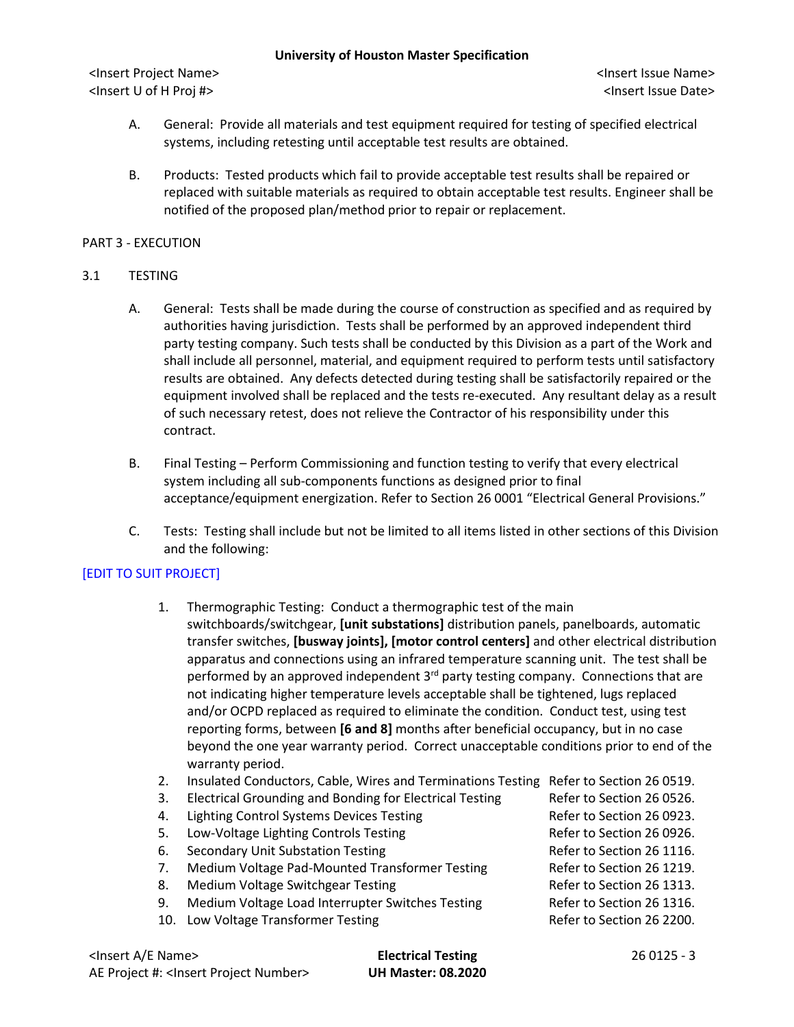A. General: Provide all materials and test equipment required for testing of specified electrical systems, including retesting until acceptable test results are obtained.

B. Products: Tested products which fail to provide acceptable test results shall be repaired or replaced with suitable materials as required to obtain acceptable test results. Engineer shall be notified of the proposed plan/method prior to repair or replacement.

## PART 3 - EXECUTION

### 3.1 TESTING

A. General: Tests shall be made during the course of construction as specified and as required by authorities having jurisdiction. Tests shall be performed by an approved independent third party testing company. Such tests shall be conducted by this Division as a part of the Work and shall include all personnel, material, and equipment required to perform tests until satisfactory results are obtained. Any defects detected during testing shall be satisfactorily repaired or the equipment involved shall be replaced and the tests re-executed. Any resultant delay as a result of such necessary retest, does not relieve the Contractor of his responsibility under this contract.

B. Final Testing – Perform Commissioning and function testing to verify that every electrical system including all sub-components functions as designed prior to final acceptance/equipment energization. Refer to Section 26 0001 "Electrical General Provisions."

C. Tests: Testing shall include but not be limited to all items listed in other sections of this Division and the following:

[EDIT TO SUIT PROJECT]

1. Thermographic Testing: Conduct a thermographic test of the main switchboards/switchgear, **[unit substations]** distribution panels, panelboards, automatic transfer switches, **[busway joints], [motor control centers]** and other electrical distribution apparatus and connections using an infrared temperature scanning unit. The test shall be performed by an approved independent 3rd party testing company. Connections that are not indicating higher temperature levels acceptable shall be tightened, lugs replaced and/or OCPD replaced as required to eliminate the condition. Conduct test, using test reporting forms, between **[6 and 8]** months after beneficial occupancy, but in no case beyond the one year warranty period. Correct unacceptable conditions prior to end of the warranty period.
2. Insulated Conductors, Cable, Wires and Terminations Testing — Refer to Section 26 0519.
3. Electrical Grounding and Bonding for Electrical Testing — Refer to Section 26 0526.
4. Lighting Control Systems Devices Testing — Refer to Section 26 0923.
5. Low-Voltage Lighting Controls Testing — Refer to Section 26 0926.
6. Secondary Unit Substation Testing — Refer to Section 26 1116.
7. Medium Voltage Pad-Mounted Transformer Testing — Refer to Section 26 1219.
8. Medium Voltage Switchgear Testing — Refer to Section 26 1313.
9. Medium Voltage Load Interrupter Switches Testing — Refer to Section 26 1316.
10. Low Voltage Transformer Testing — Refer to Section 26 2200.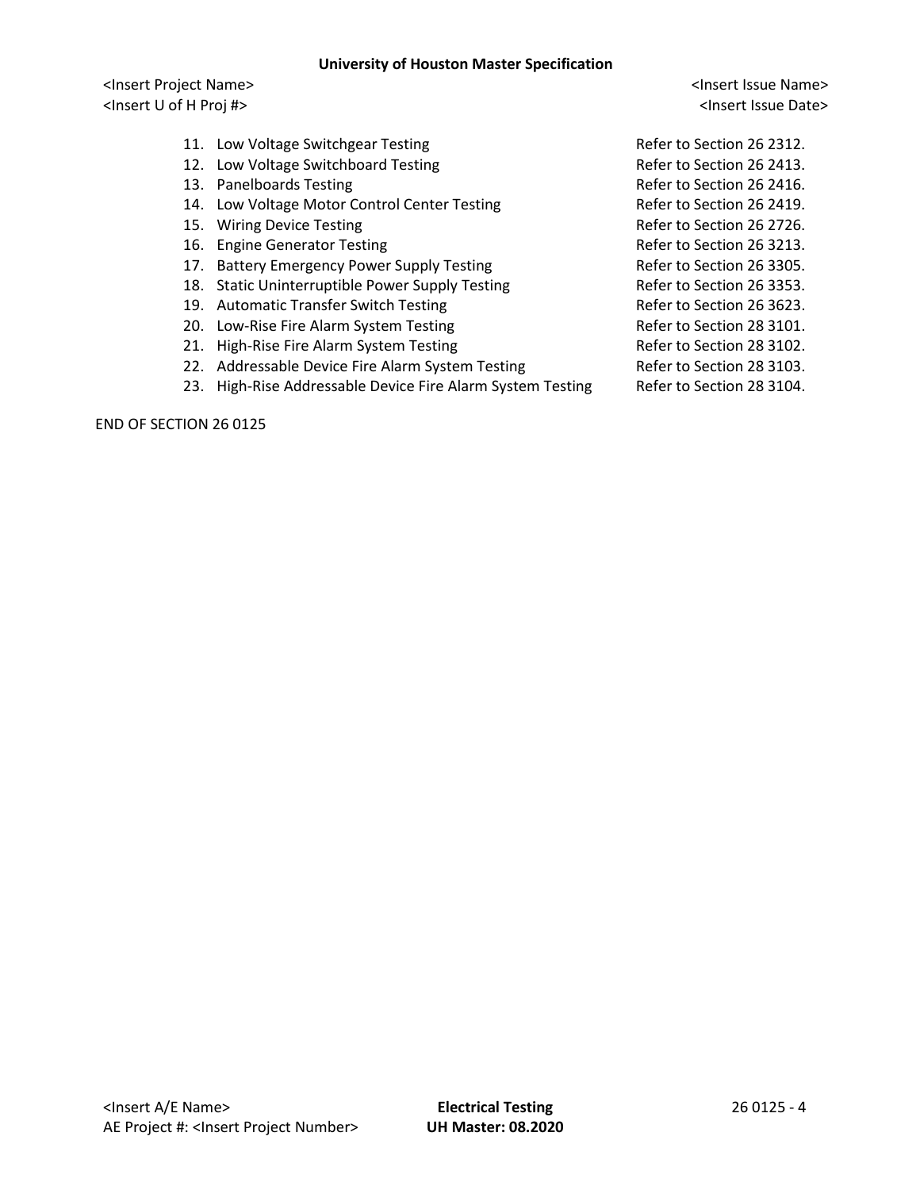11. Low Voltage Switchgear Testing — Refer to Section 26 2312.
12. Low Voltage Switchboard Testing — Refer to Section 26 2413.
13. Panelboards Testing — Refer to Section 26 2416.
14. Low Voltage Motor Control Center Testing — Refer to Section 26 2419.
15. Wiring Device Testing — Refer to Section 26 2726.
16. Engine Generator Testing — Refer to Section 26 3213.
17. Battery Emergency Power Supply Testing — Refer to Section 26 3305.
18. Static Uninterruptible Power Supply Testing — Refer to Section 26 3353.
19. Automatic Transfer Switch Testing — Refer to Section 26 3623.
20. Low-Rise Fire Alarm System Testing — Refer to Section 28 3101.
21. High-Rise Fire Alarm System Testing — Refer to Section 28 3102.
22. Addressable Device Fire Alarm System Testing — Refer to Section 28 3103.
23. High-Rise Addressable Device Fire Alarm System Testing — Refer to Section 28 3104.

END OF SECTION 26 0125